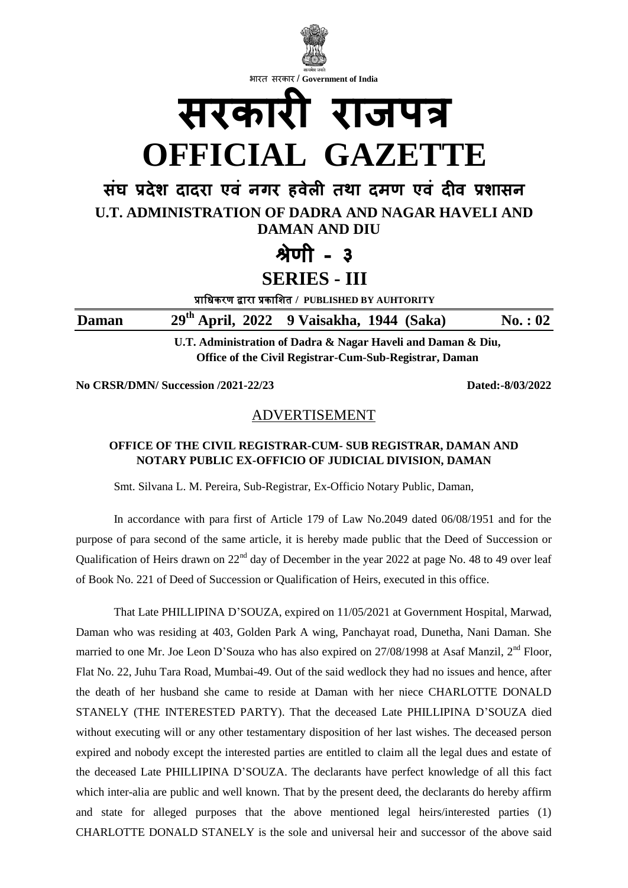भारत सरकार / **Government of India**

# सरकारी राजपत्र
# OFFICIAL GAZETTE

## संघ प्रदेश दादरा एवं नगर हवेली तथा दमण एवं दीव प्रशासन
## U.T. ADMINISTRATION OF DADRA AND NAGAR HAVELI AND DAMAN AND DIU

## श्रेणी - ३
## SERIES - III

प्राधिकरण द्वारा प्रकाशित / **PUBLISHED BY AUHTORITY**

**Daman 29th April, 2022 9 Vaisakha, 1944 (Saka) No. : 02**

**U.T. Administration of Dadra & Nagar Haveli and Daman & Diu,**
**Office of the Civil Registrar-Cum-Sub-Registrar, Daman**

**No CRSR/DMN/ Succession /2021-22/23** **Dated:-8/03/2022**

## ADVERTISEMENT

**OFFICE OF THE CIVIL REGISTRAR-CUM- SUB REGISTRAR, DAMAN AND NOTARY PUBLIC EX-OFFICIO OF JUDICIAL DIVISION, DAMAN**

Smt. Silvana L. M. Pereira, Sub-Registrar, Ex-Officio Notary Public, Daman,

In accordance with para first of Article 179 of Law No.2049 dated 06/08/1951 and for the purpose of para second of the same article, it is hereby made public that the Deed of Succession or Qualification of Heirs drawn on 22nd day of December in the year 2022 at page No. 48 to 49 over leaf of Book No. 221 of Deed of Succession or Qualification of Heirs, executed in this office.

That Late PHILLIPINA D'SOUZA, expired on 11/05/2021 at Government Hospital, Marwad, Daman who was residing at 403, Golden Park A wing, Panchayat road, Dunetha, Nani Daman. She married to one Mr. Joe Leon D'Souza who has also expired on 27/08/1998 at Asaf Manzil, 2nd Floor, Flat No. 22, Juhu Tara Road, Mumbai-49. Out of the said wedlock they had no issues and hence, after the death of her husband she came to reside at Daman with her niece CHARLOTTE DONALD STANELY (THE INTERESTED PARTY). That the deceased Late PHILLIPINA D'SOUZA died without executing will or any other testamentary disposition of her last wishes. The deceased person expired and nobody except the interested parties are entitled to claim all the legal dues and estate of the deceased Late PHILLIPINA D'SOUZA. The declarants have perfect knowledge of all this fact which inter-alia are public and well known. That by the present deed, the declarants do hereby affirm and state for alleged purposes that the above mentioned legal heirs/interested parties (1) CHARLOTTE DONALD STANELY is the sole and universal heir and successor of the above said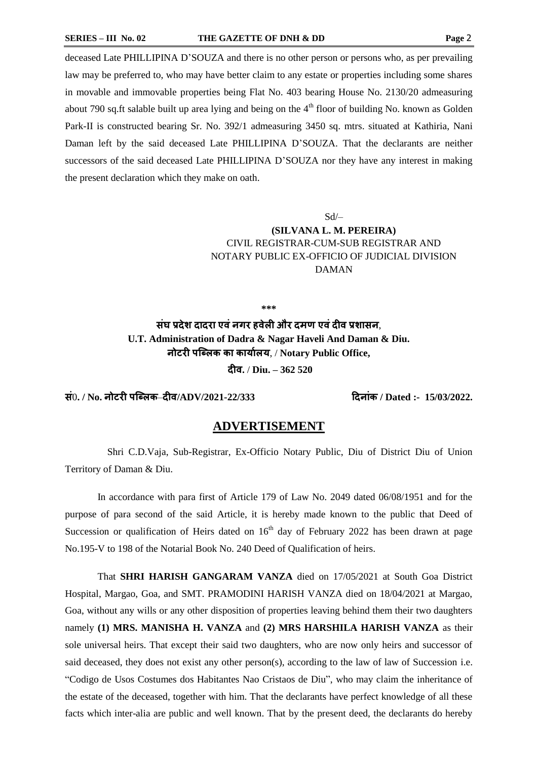deceased Late PHILLIPINA D'SOUZA and there is no other person or persons who, as per prevailing law may be preferred to, who may have better claim to any estate or properties including some shares in movable and immovable properties being Flat No. 403 bearing House No. 2130/20 admeasuring about 790 sq.ft salable built up area lying and being on the 4th floor of building No. known as Golden Park-II is constructed bearing Sr. No. 392/1 admeasuring 3450 sq. mtrs. situated at Kathiria, Nani Daman left by the said deceased Late PHILLIPINA D'SOUZA. That the declarants are neither successors of the said deceased Late PHILLIPINA D'SOUZA nor they have any interest in making the present declaration which they make on oath.

Sd/–

**(SILVANA L. M. PEREIRA)**
CIVIL REGISTRAR-CUM-SUB REGISTRAR AND
NOTARY PUBLIC EX-OFFICIO OF JUDICIAL DIVISION
DAMAN

\*\*\*

**संघ प्रदेश दादरा एवं नगर हवेली और दमण एवं दीव प्रशासन,**
**U.T. Administration of Dadra & Nagar Haveli And Daman & Diu.**
**नोटरी पब्लिक का कार्यालय, / Notary Public Office,**
**दीव. / Diu. – 362 520**

**सं0. / No. नोटरी पब्लिक–दीव/ADV/2021-22/333** **दिनांक / Dated :- 15/03/2022.**

## ADVERTISEMENT

Shri C.D.Vaja, Sub-Registrar, Ex-Officio Notary Public, Diu of District Diu of Union Territory of Daman & Diu.

In accordance with para first of Article 179 of Law No. 2049 dated 06/08/1951 and for the purpose of para second of the said Article, it is hereby made known to the public that Deed of Succession or qualification of Heirs dated on 16th day of February 2022 has been drawn at page No.195-V to 198 of the Notarial Book No. 240 Deed of Qualification of heirs.

That **SHRI HARISH GANGARAM VANZA** died on 17/05/2021 at South Goa District Hospital, Margao, Goa, and SMT. PRAMODINI HARISH VANZA died on 18/04/2021 at Margao, Goa, without any wills or any other disposition of properties leaving behind them their two daughters namely **(1) MRS. MANISHA H. VANZA** and **(2) MRS HARSHILA HARISH VANZA** as their sole universal heirs. That except their said two daughters, who are now only heirs and successor of said deceased, they does not exist any other person(s), according to the law of law of Succession i.e. "Codigo de Usos Costumes dos Habitantes Nao Cristaos de Diu", who may claim the inheritance of the estate of the deceased, together with him. That the declarants have perfect knowledge of all these facts which inter-alia are public and well known. That by the present deed, the declarants do hereby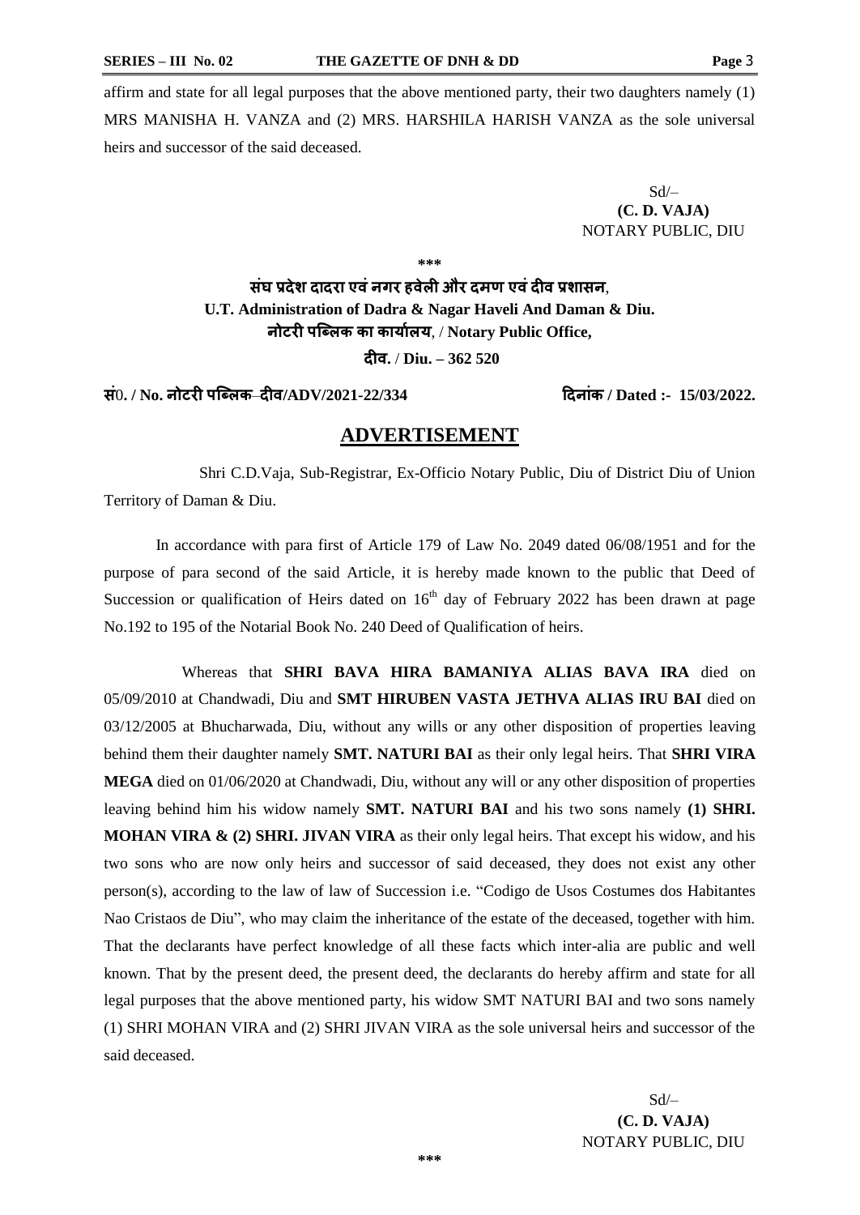affirm and state for all legal purposes that the above mentioned party, their two daughters namely (1) MRS MANISHA H. VANZA and (2) MRS. HARSHILA HARISH VANZA as the sole universal heirs and successor of the said deceased.

Sd/–
**(C. D. VAJA)**
NOTARY PUBLIC, DIU

\*\*\*

**संघ प्रदेश दादरा एवं नगर हवेली और दमण एवं दीव प्रशासन,**
**U.T. Administration of Dadra & Nagar Haveli And Daman & Diu.**
**नोटरी पब्लिक का कार्यालय, / Notary Public Office,**
**दीव. / Diu. – 362 520**

**सं0. / No. नोटरी पब्लिक–दीव/ADV/2021-22/334** **दिनांक / Dated :- 15/03/2022.**

## ADVERTISEMENT

Shri C.D.Vaja, Sub-Registrar, Ex-Officio Notary Public, Diu of District Diu of Union Territory of Daman & Diu.

In accordance with para first of Article 179 of Law No. 2049 dated 06/08/1951 and for the purpose of para second of the said Article, it is hereby made known to the public that Deed of Succession or qualification of Heirs dated on 16th day of February 2022 has been drawn at page No.192 to 195 of the Notarial Book No. 240 Deed of Qualification of heirs.

Whereas that **SHRI BAVA HIRA BAMANIYA ALIAS BAVA IRA** died on 05/09/2010 at Chandwadi, Diu and **SMT HIRUBEN VASTA JETHVA ALIAS IRU BAI** died on 03/12/2005 at Bhucharwada, Diu, without any wills or any other disposition of properties leaving behind them their daughter namely **SMT. NATURI BAI** as their only legal heirs. That **SHRI VIRA MEGA** died on 01/06/2020 at Chandwadi, Diu, without any will or any other disposition of properties leaving behind him his widow namely **SMT. NATURI BAI** and his two sons namely **(1) SHRI. MOHAN VIRA & (2) SHRI. JIVAN VIRA** as their only legal heirs. That except his widow, and his two sons who are now only heirs and successor of said deceased, they does not exist any other person(s), according to the law of law of Succession i.e. "Codigo de Usos Costumes dos Habitantes Nao Cristaos de Diu", who may claim the inheritance of the estate of the deceased, together with him. That the declarants have perfect knowledge of all these facts which inter-alia are public and well known. That by the present deed, the present deed, the declarants do hereby affirm and state for all legal purposes that the above mentioned party, his widow SMT NATURI BAI and two sons namely (1) SHRI MOHAN VIRA and (2) SHRI JIVAN VIRA as the sole universal heirs and successor of the said deceased.

Sd/–
**(C. D. VAJA)**
NOTARY PUBLIC, DIU

\*\*\*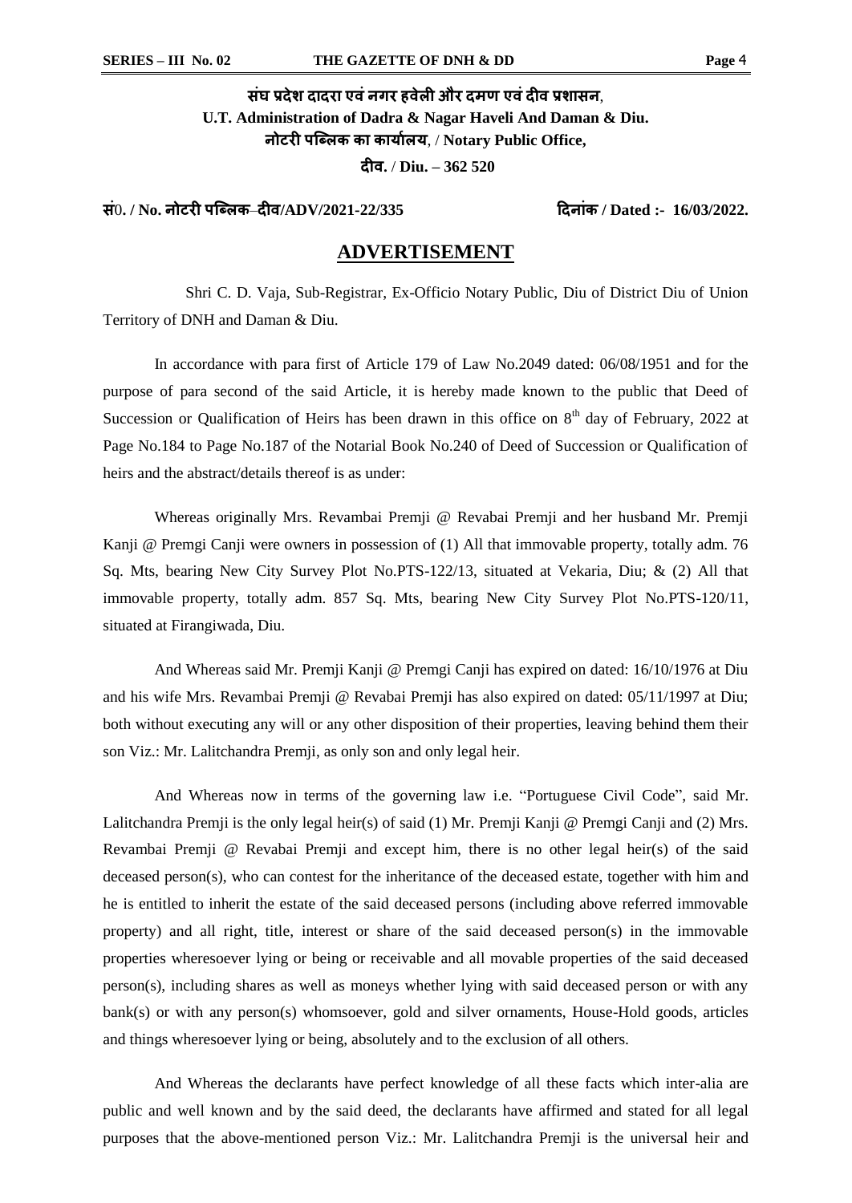**संघ प्रदेश दादरा एवं नगर हवेली और दमण एवं दीव प्रशासन,**
**U.T. Administration of Dadra & Nagar Haveli And Daman & Diu.**
**नोटरी पब्लिक का कार्यालय, / Notary Public Office,**
**दीव. / Diu. – 362 520**

**सं0. / No. नोटरी पब्लिक–दीव/ADV/2021-22/335** **दिनांक / Dated :- 16/03/2022.**

## ADVERTISEMENT

Shri C. D. Vaja, Sub-Registrar, Ex-Officio Notary Public, Diu of District Diu of Union Territory of DNH and Daman & Diu.

In accordance with para first of Article 179 of Law No.2049 dated: 06/08/1951 and for the purpose of para second of the said Article, it is hereby made known to the public that Deed of Succession or Qualification of Heirs has been drawn in this office on 8th day of February, 2022 at Page No.184 to Page No.187 of the Notarial Book No.240 of Deed of Succession or Qualification of heirs and the abstract/details thereof is as under:

Whereas originally Mrs. Revambai Premji @ Revabai Premji and her husband Mr. Premji Kanji @ Premgi Canji were owners in possession of (1) All that immovable property, totally adm. 76 Sq. Mts, bearing New City Survey Plot No.PTS-122/13, situated at Vekaria, Diu; & (2) All that immovable property, totally adm. 857 Sq. Mts, bearing New City Survey Plot No.PTS-120/11, situated at Firangiwada, Diu.

And Whereas said Mr. Premji Kanji @ Premgi Canji has expired on dated: 16/10/1976 at Diu and his wife Mrs. Revambai Premji @ Revabai Premji has also expired on dated: 05/11/1997 at Diu; both without executing any will or any other disposition of their properties, leaving behind them their son Viz.: Mr. Lalitchandra Premji, as only son and only legal heir.

And Whereas now in terms of the governing law i.e. "Portuguese Civil Code", said Mr. Lalitchandra Premji is the only legal heir(s) of said (1) Mr. Premji Kanji @ Premgi Canji and (2) Mrs. Revambai Premji @ Revabai Premji and except him, there is no other legal heir(s) of the said deceased person(s), who can contest for the inheritance of the deceased estate, together with him and he is entitled to inherit the estate of the said deceased persons (including above referred immovable property) and all right, title, interest or share of the said deceased person(s) in the immovable properties wheresoever lying or being or receivable and all movable properties of the said deceased person(s), including shares as well as moneys whether lying with said deceased person or with any bank(s) or with any person(s) whomsoever, gold and silver ornaments, House-Hold goods, articles and things wheresoever lying or being, absolutely and to the exclusion of all others.

And Whereas the declarants have perfect knowledge of all these facts which inter-alia are public and well known and by the said deed, the declarants have affirmed and stated for all legal purposes that the above-mentioned person Viz.: Mr. Lalitchandra Premji is the universal heir and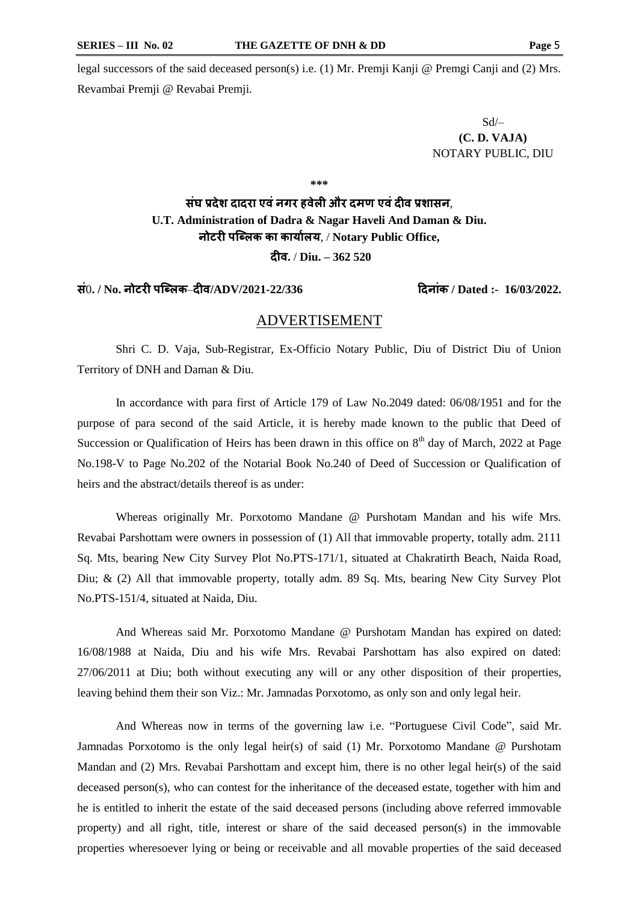legal successors of the said deceased person(s) i.e. (1) Mr. Premji Kanji @ Premgi Canji and (2) Mrs. Revambai Premji @ Revabai Premji.

Sd/–
**(C. D. VAJA)**
NOTARY PUBLIC, DIU

\*\*\*

**संघ प्रदेश दादरा एवं नगर हवेली और दमण एवं दीव प्रशासन,**
**U.T. Administration of Dadra & Nagar Haveli And Daman & Diu.**
**नोटरी पब्लिक का कार्यालय, / Notary Public Office,**
**दीव. / Diu. – 362 520**

**सं0. / No. नोटरी पब्लिक–दीव/ADV/2021-22/336** **दिनांक / Dated :- 16/03/2022.**

## ADVERTISEMENT

Shri C. D. Vaja, Sub-Registrar, Ex-Officio Notary Public, Diu of District Diu of Union Territory of DNH and Daman & Diu.

In accordance with para first of Article 179 of Law No.2049 dated: 06/08/1951 and for the purpose of para second of the said Article, it is hereby made known to the public that Deed of Succession or Qualification of Heirs has been drawn in this office on 8th day of March, 2022 at Page No.198-V to Page No.202 of the Notarial Book No.240 of Deed of Succession or Qualification of heirs and the abstract/details thereof is as under:

Whereas originally Mr. Porxotomo Mandane @ Purshotam Mandan and his wife Mrs. Revabai Parshottam were owners in possession of (1) All that immovable property, totally adm. 2111 Sq. Mts, bearing New City Survey Plot No.PTS-171/1, situated at Chakratirth Beach, Naida Road, Diu; & (2) All that immovable property, totally adm. 89 Sq. Mts, bearing New City Survey Plot No.PTS-151/4, situated at Naida, Diu.

And Whereas said Mr. Porxotomo Mandane @ Purshotam Mandan has expired on dated: 16/08/1988 at Naida, Diu and his wife Mrs. Revabai Parshottam has also expired on dated: 27/06/2011 at Diu; both without executing any will or any other disposition of their properties, leaving behind them their son Viz.: Mr. Jamnadas Porxotomo, as only son and only legal heir.

And Whereas now in terms of the governing law i.e. "Portuguese Civil Code", said Mr. Jamnadas Porxotomo is the only legal heir(s) of said (1) Mr. Porxotomo Mandane @ Purshotam Mandan and (2) Mrs. Revabai Parshottam and except him, there is no other legal heir(s) of the said deceased person(s), who can contest for the inheritance of the deceased estate, together with him and he is entitled to inherit the estate of the said deceased persons (including above referred immovable property) and all right, title, interest or share of the said deceased person(s) in the immovable properties wheresoever lying or being or receivable and all movable properties of the said deceased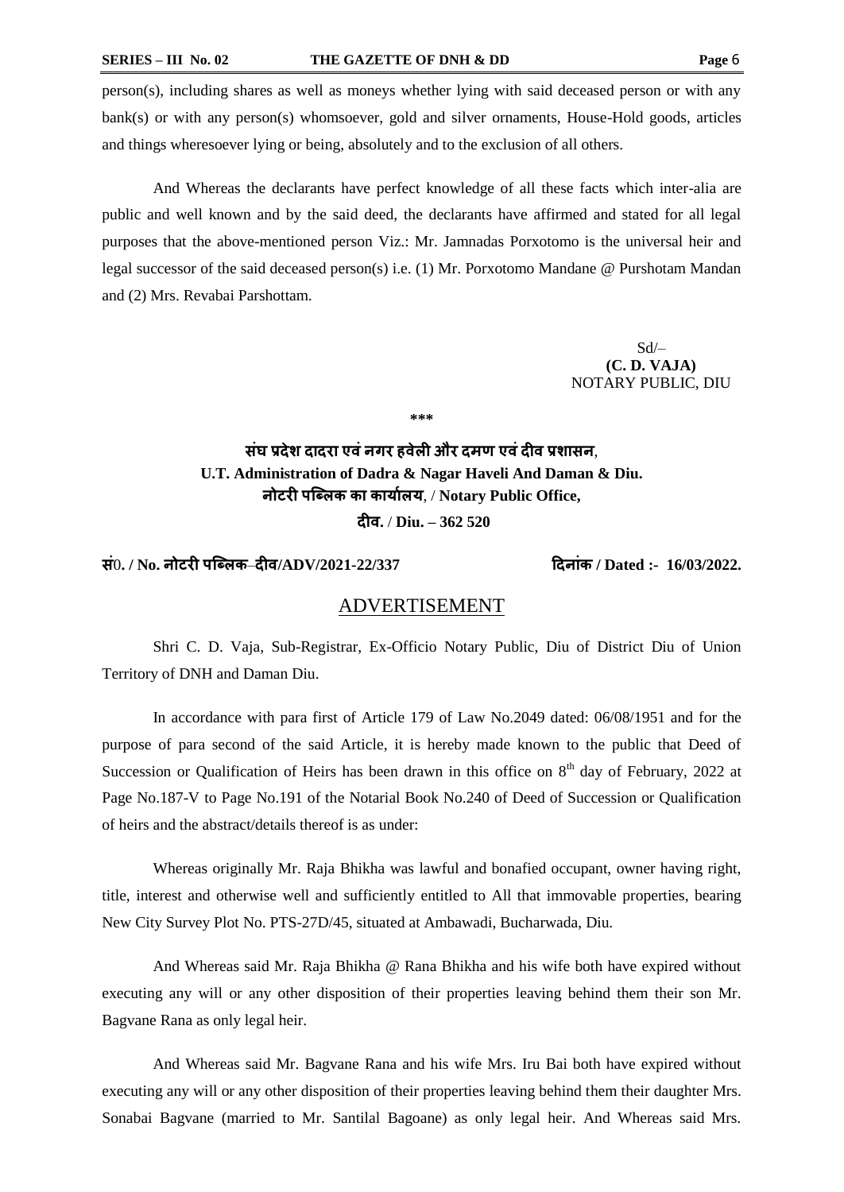person(s), including shares as well as moneys whether lying with said deceased person or with any bank(s) or with any person(s) whomsoever, gold and silver ornaments, House-Hold goods, articles and things wheresoever lying or being, absolutely and to the exclusion of all others.

And Whereas the declarants have perfect knowledge of all these facts which inter-alia are public and well known and by the said deed, the declarants have affirmed and stated for all legal purposes that the above-mentioned person Viz.: Mr. Jamnadas Porxotomo is the universal heir and legal successor of the said deceased person(s) i.e. (1) Mr. Porxotomo Mandane @ Purshotam Mandan and (2) Mrs. Revabai Parshottam.

Sd/–
**(C. D. VAJA)**
NOTARY PUBLIC, DIU

\*\*\*

**संघ प्रदेश दादरा एवं नगर हवेली और दमण एवं दीव प्रशासन,**
**U.T. Administration of Dadra & Nagar Haveli And Daman & Diu.**
**नोटरी पब्लिक का कार्यालय, / Notary Public Office,**
**दीव. / Diu. – 362 520**

**सं0. / No. नोटरी पब्लिक–दीव/ADV/2021-22/337** **दिनांक / Dated :- 16/03/2022.**

## ADVERTISEMENT

Shri C. D. Vaja, Sub-Registrar, Ex-Officio Notary Public, Diu of District Diu of Union Territory of DNH and Daman Diu.

In accordance with para first of Article 179 of Law No.2049 dated: 06/08/1951 and for the purpose of para second of the said Article, it is hereby made known to the public that Deed of Succession or Qualification of Heirs has been drawn in this office on 8th day of February, 2022 at Page No.187-V to Page No.191 of the Notarial Book No.240 of Deed of Succession or Qualification of heirs and the abstract/details thereof is as under:

Whereas originally Mr. Raja Bhikha was lawful and bonafied occupant, owner having right, title, interest and otherwise well and sufficiently entitled to All that immovable properties, bearing New City Survey Plot No. PTS-27D/45, situated at Ambawadi, Bucharwada, Diu.

And Whereas said Mr. Raja Bhikha @ Rana Bhikha and his wife both have expired without executing any will or any other disposition of their properties leaving behind them their son Mr. Bagvane Rana as only legal heir.

And Whereas said Mr. Bagvane Rana and his wife Mrs. Iru Bai both have expired without executing any will or any other disposition of their properties leaving behind them their daughter Mrs. Sonabai Bagvane (married to Mr. Santilal Bagoane) as only legal heir. And Whereas said Mrs.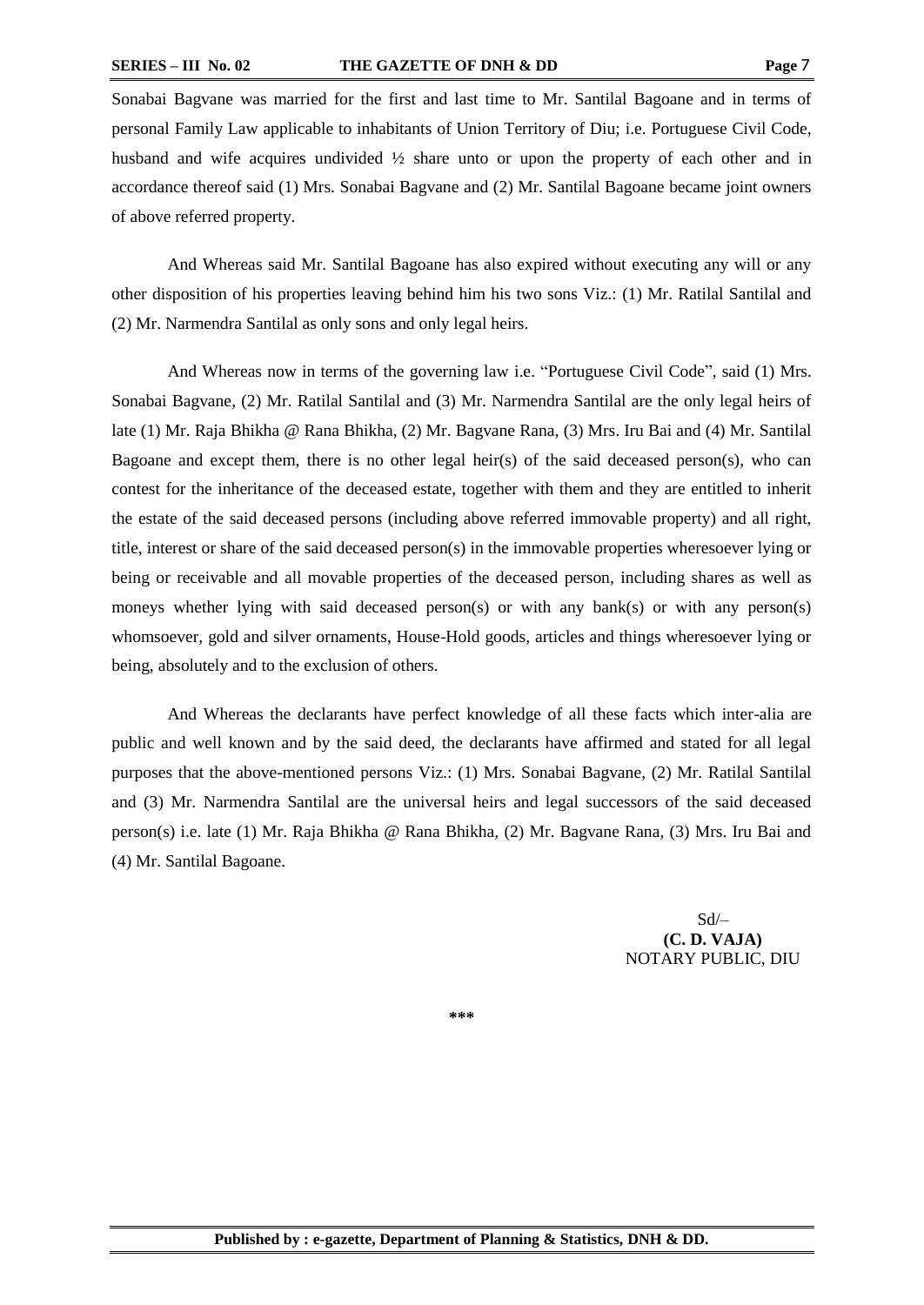Sonabai Bagvane was married for the first and last time to Mr. Santilal Bagoane and in terms of personal Family Law applicable to inhabitants of Union Territory of Diu; i.e. Portuguese Civil Code, husband and wife acquires undivided ½ share unto or upon the property of each other and in accordance thereof said (1) Mrs. Sonabai Bagvane and (2) Mr. Santilal Bagoane became joint owners of above referred property.

And Whereas said Mr. Santilal Bagoane has also expired without executing any will or any other disposition of his properties leaving behind him his two sons Viz.: (1) Mr. Ratilal Santilal and (2) Mr. Narmendra Santilal as only sons and only legal heirs.

And Whereas now in terms of the governing law i.e. "Portuguese Civil Code", said (1) Mrs. Sonabai Bagvane, (2) Mr. Ratilal Santilal and (3) Mr. Narmendra Santilal are the only legal heirs of late (1) Mr. Raja Bhikha @ Rana Bhikha, (2) Mr. Bagvane Rana, (3) Mrs. Iru Bai and (4) Mr. Santilal Bagoane and except them, there is no other legal heir(s) of the said deceased person(s), who can contest for the inheritance of the deceased estate, together with them and they are entitled to inherit the estate of the said deceased persons (including above referred immovable property) and all right, title, interest or share of the said deceased person(s) in the immovable properties wheresoever lying or being or receivable and all movable properties of the deceased person, including shares as well as moneys whether lying with said deceased person(s) or with any bank(s) or with any person(s) whomsoever, gold and silver ornaments, House-Hold goods, articles and things wheresoever lying or being, absolutely and to the exclusion of others.

And Whereas the declarants have perfect knowledge of all these facts which inter-alia are public and well known and by the said deed, the declarants have affirmed and stated for all legal purposes that the above-mentioned persons Viz.: (1) Mrs. Sonabai Bagvane, (2) Mr. Ratilal Santilal and (3) Mr. Narmendra Santilal are the universal heirs and legal successors of the said deceased person(s) i.e. late (1) Mr. Raja Bhikha @ Rana Bhikha, (2) Mr. Bagvane Rana, (3) Mrs. Iru Bai and (4) Mr. Santilal Bagoane.

Sd/–
**(C. D. VAJA)**
NOTARY PUBLIC, DIU

\*\*\*